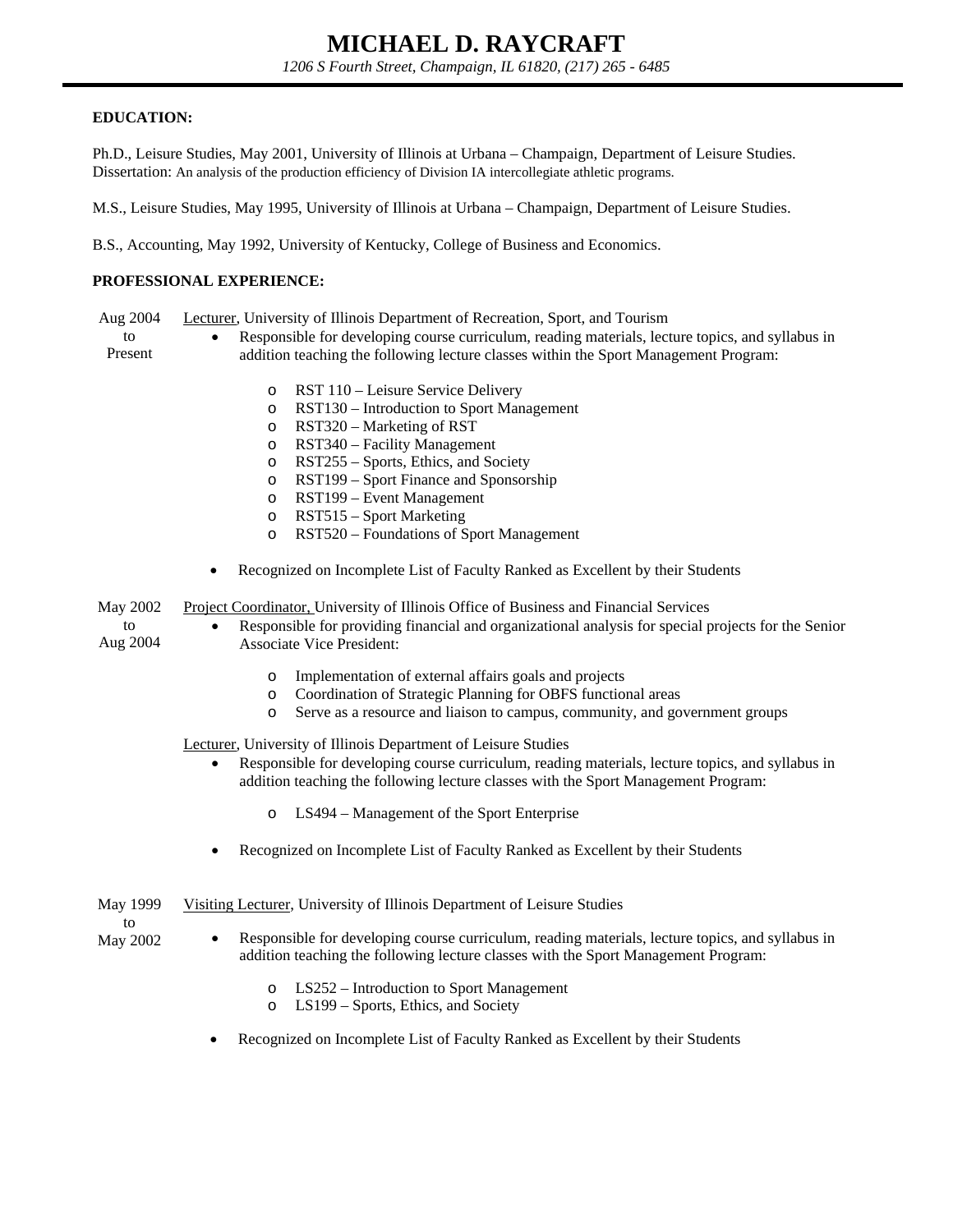# MICHAEL D. RAYCRAFT

*1206 S Fourth Street, Champaign, IL 61820, (217) 265 - 6485*

---

**EDUCATION:**

Ph.D., Leisure Studies, May 2001, University of Illinois at Urbana – Champaign, Department of Leisure Studies.
Dissertation: An analysis of the production efficiency of Division IA intercollegiate athletic programs.

M.S., Leisure Studies, May 1995, University of Illinois at Urbana – Champaign, Department of Leisure Studies.

B.S., Accounting, May 1992, University of Kentucky, College of Business and Economics.

**PROFESSIONAL EXPERIENCE:**

Aug 2004 to Present — Lecturer, University of Illinois Department of Recreation, Sport, and Tourism

- Responsible for developing course curriculum, reading materials, lecture topics, and syllabus in addition teaching the following lecture classes within the Sport Management Program:
    - RST 110 – Leisure Service Delivery
    - RST130 – Introduction to Sport Management
    - RST320 – Marketing of RST
    - RST340 – Facility Management
    - RST255 – Sports, Ethics, and Society
    - RST199 – Sport Finance and Sponsorship
    - RST199 – Event Management
    - RST515 – Sport Marketing
    - RST520 – Foundations of Sport Management
- Recognized on Incomplete List of Faculty Ranked as Excellent by their Students

May 2002 to Aug 2004 — Project Coordinator, University of Illinois Office of Business and Financial Services

- Responsible for providing financial and organizational analysis for special projects for the Senior Associate Vice President:
    - Implementation of external affairs goals and projects
    - Coordination of Strategic Planning for OBFS functional areas
    - Serve as a resource and liaison to campus, community, and government groups

Lecturer, University of Illinois Department of Leisure Studies

- Responsible for developing course curriculum, reading materials, lecture topics, and syllabus in addition teaching the following lecture classes with the Sport Management Program:
    - LS494 – Management of the Sport Enterprise
- Recognized on Incomplete List of Faculty Ranked as Excellent by their Students

May 1999 to May 2002 — Visiting Lecturer, University of Illinois Department of Leisure Studies

- Responsible for developing course curriculum, reading materials, lecture topics, and syllabus in addition teaching the following lecture classes with the Sport Management Program:
    - LS252 – Introduction to Sport Management
    - LS199 – Sports, Ethics, and Society
- Recognized on Incomplete List of Faculty Ranked as Excellent by their Students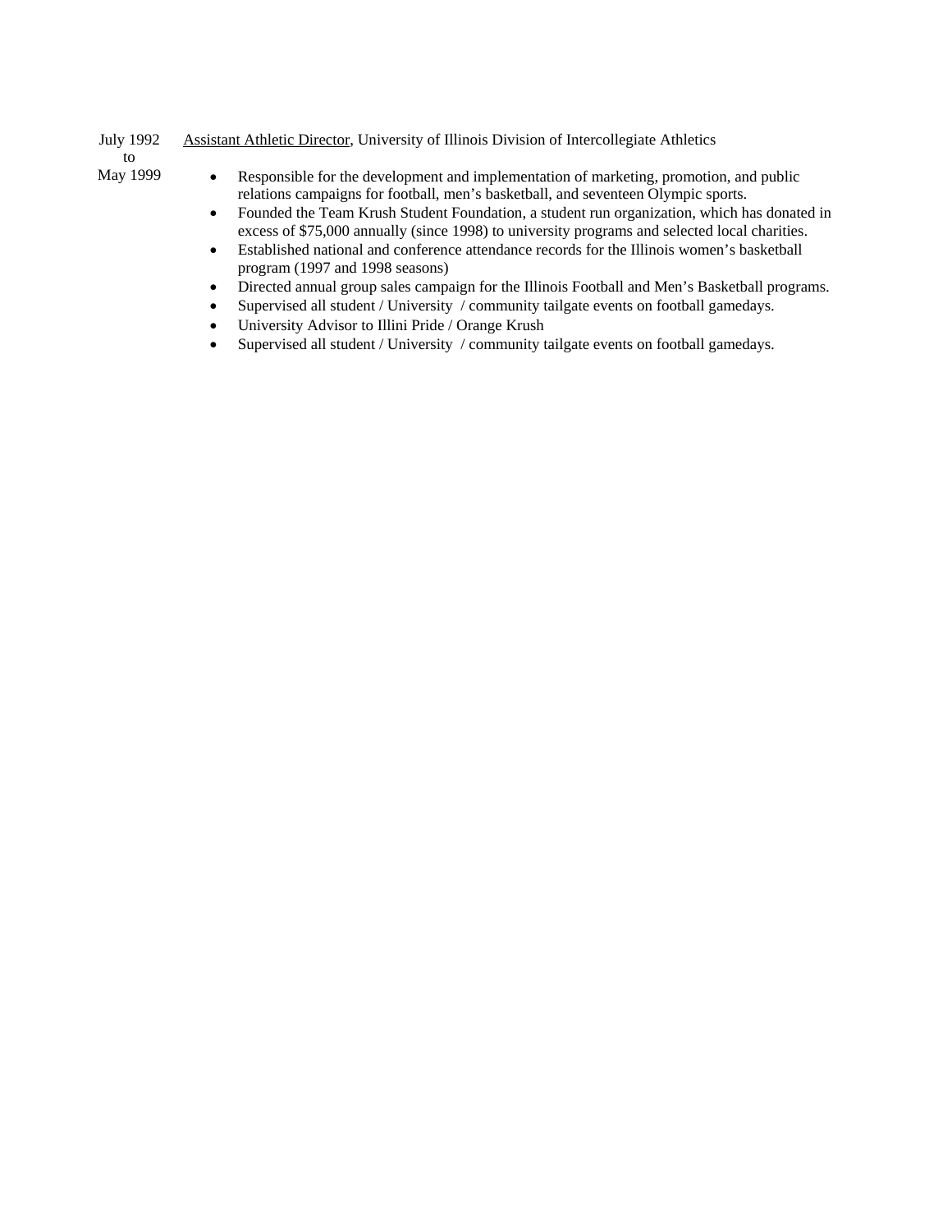July 1992 to May 1999 — <u>Assistant Athletic Director</u>, University of Illinois Division of Intercollegiate Athletics

- Responsible for the development and implementation of marketing, promotion, and public relations campaigns for football, men's basketball, and seventeen Olympic sports.
- Founded the Team Krush Student Foundation, a student run organization, which has donated in excess of $75,000 annually (since 1998) to university programs and selected local charities.
- Established national and conference attendance records for the Illinois women's basketball program (1997 and 1998 seasons)
- Directed annual group sales campaign for the Illinois Football and Men's Basketball programs.
- Supervised all student / University / community tailgate events on football gamedays.
- University Advisor to Illini Pride / Orange Krush
- Supervised all student / University / community tailgate events on football gamedays.